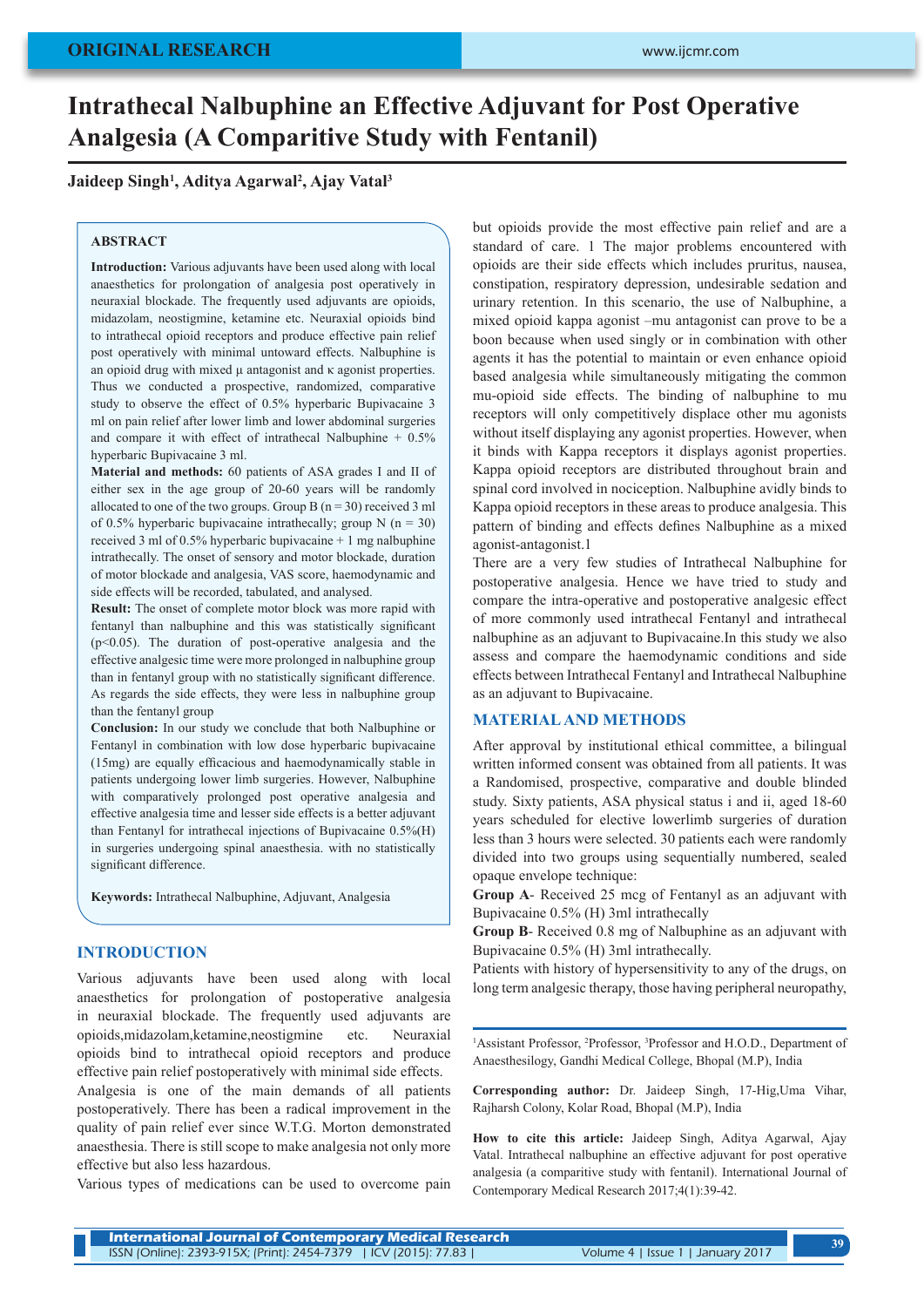ORIGINAL RESEARCH

# Intrathecal Nalbuphine an Effective Adjuvant for Post Operative Analgesia (A Comparitive Study with Fentanil)

**Jaideep Singh[1], Aditya Agarwal[2], Ajay Vatal[3]**

## ABSTRACT

**Introduction:** Various adjuvants have been used along with local anaesthetics for prolongation of analgesia post operatively in neuraxial blockade. The frequently used adjuvants are opioids, midazolam, neostigmine, ketamine etc. Neuraxial opioids bind to intrathecal opioid receptors and produce effective pain relief post operatively with minimal untoward effects. Nalbuphine is an opioid drug with mixed μ antagonist and κ agonist properties. Thus we conducted a prospective, randomized, comparative study to observe the effect of 0.5% hyperbaric Bupivacaine 3 ml on pain relief after lower limb and lower abdominal surgeries and compare it with effect of intrathecal Nalbuphine + 0.5% hyperbaric Bupivacaine 3 ml.

**Material and methods:** 60 patients of ASA grades I and II of either sex in the age group of 20-60 years will be randomly allocated to one of the two groups. Group B (n = 30) received 3 ml of 0.5% hyperbaric bupivacaine intrathecally; group N (n = 30) received 3 ml of 0.5% hyperbaric bupivacaine + 1 mg nalbuphine intrathecally. The onset of sensory and motor blockade, duration of motor blockade and analgesia, VAS score, haemodynamic and side effects will be recorded, tabulated, and analysed.

**Result:** The onset of complete motor block was more rapid with fentanyl than nalbuphine and this was statistically significant ($p<0.05$). The duration of post-operative analgesia and the effective analgesic time were more prolonged in nalbuphine group than in fentanyl group with no statistically significant difference. As regards the side effects, they were less in nalbuphine group than the fentanyl group

**Conclusion:** In our study we conclude that both Nalbuphine or Fentanyl in combination with low dose hyperbaric bupivacaine (15mg) are equally efficacious and haemodynamically stable in patients undergoing lower limb surgeries. However, Nalbuphine with comparatively prolonged post operative analgesia and effective analgesia time and lesser side effects is a better adjuvant than Fentanyl for intrathecal injections of Bupivacaine 0.5%(H) in surgeries undergoing spinal anaesthesia. with no statistically significant difference.

**Keywords:** Intrathecal Nalbuphine, Adjuvant, Analgesia

## INTRODUCTION

Various adjuvants have been used along with local anaesthetics for prolongation of postoperative analgesia in neuraxial blockade. The frequently used adjuvants are opioids,midazolam,ketamine,neostigmine etc. Neuraxial opioids bind to intrathecal opioid receptors and produce effective pain relief postoperatively with minimal side effects.

Analgesia is one of the main demands of all patients postoperatively. There has been a radical improvement in the quality of pain relief ever since W.T.G. Morton demonstrated anaesthesia. There is still scope to make analgesia not only more effective but also less hazardous.

Various types of medications can be used to overcome pain but opioids provide the most effective pain relief and are a standard of care. 1 The major problems encountered with opioids are their side effects which includes pruritus, nausea, constipation, respiratory depression, undesirable sedation and urinary retention. In this scenario, the use of Nalbuphine, a mixed opioid kappa agonist –mu antagonist can prove to be a boon because when used singly or in combination with other agents it has the potential to maintain or even enhance opioid based analgesia while simultaneously mitigating the common mu-opioid side effects. The binding of nalbuphine to mu receptors will only competitively displace other mu agonists without itself displaying any agonist properties. However, when it binds with Kappa receptors it displays agonist properties. Kappa opioid receptors are distributed throughout brain and spinal cord involved in nociception. Nalbuphine avidly binds to Kappa opioid receptors in these areas to produce analgesia. This pattern of binding and effects defines Nalbuphine as a mixed agonist-antagonist.1

There are a very few studies of Intrathecal Nalbuphine for postoperative analgesia. Hence we have tried to study and compare the intra-operative and postoperative analgesic effect of more commonly used intrathecal Fentanyl and intrathecal nalbuphine as an adjuvant to Bupivacaine.In this study we also assess and compare the haemodynamic conditions and side effects between Intrathecal Fentanyl and Intrathecal Nalbuphine as an adjuvant to Bupivacaine.

## MATERIAL AND METHODS

After approval by institutional ethical committee, a bilingual written informed consent was obtained from all patients. It was a Randomised, prospective, comparative and double blinded study. Sixty patients, ASA physical status i and ii, aged 18-60 years scheduled for elective lowerlimb surgeries of duration less than 3 hours were selected. 30 patients each were randomly divided into two groups using sequentially numbered, sealed opaque envelope technique:

**Group A**- Received 25 mcg of Fentanyl as an adjuvant with Bupivacaine 0.5% (H) 3ml intrathecally

**Group B**- Received 0.8 mg of Nalbuphine as an adjuvant with Bupivacaine 0.5% (H) 3ml intrathecally.

Patients with history of hypersensitivity to any of the drugs, on long term analgesic therapy, those having peripheral neuropathy,

---

[1]Assistant Professor, [2]Professor, [3]Professor and H.O.D., Department of Anaesthesilogy, Gandhi Medical College, Bhopal (M.P), India

**Corresponding author:** Dr. Jaideep Singh, 17-Hig,Uma Vihar, Rajharsh Colony, Kolar Road, Bhopal (M.P), India

**How to cite this article:** Jaideep Singh, Aditya Agarwal, Ajay Vatal. Intrathecal nalbuphine an effective adjuvant for post operative analgesia (a comparitive study with fentanil). International Journal of Contemporary Medical Research 2017;4(1):39-42.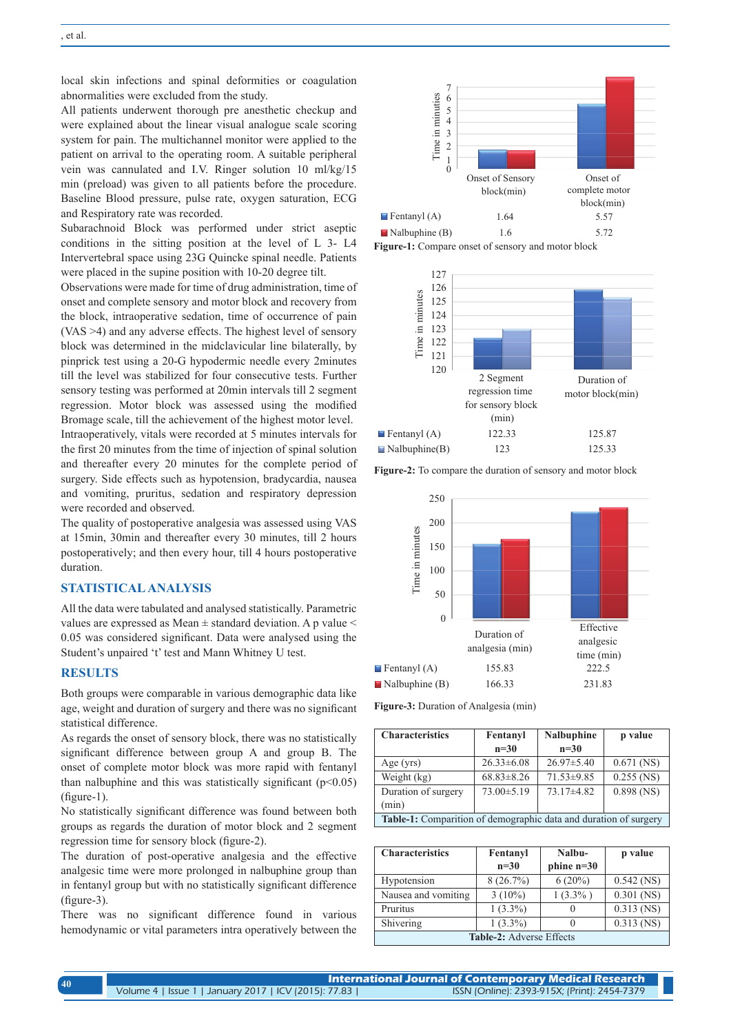local skin infections and spinal deformities or coagulation abnormalities were excluded from the study.

All patients underwent thorough pre anesthetic checkup and were explained about the linear visual analogue scale scoring system for pain. The multichannel monitor were applied to the patient on arrival to the operating room. A suitable peripheral vein was cannulated and I.V. Ringer solution 10 ml/kg/15 min (preload) was given to all patients before the procedure. Baseline Blood pressure, pulse rate, oxygen saturation, ECG and Respiratory rate was recorded.

Subarachnoid Block was performed under strict aseptic conditions in the sitting position at the level of L 3- L4 Intervertebral space using 23G Quincke spinal needle. Patients were placed in the supine position with 10-20 degree tilt.

Observations were made for time of drug administration, time of onset and complete sensory and motor block and recovery from the block, intraoperative sedation, time of occurrence of pain (VAS >4) and any adverse effects. The highest level of sensory block was determined in the midclavicular line bilaterally, by pinprick test using a 20-G hypodermic needle every 2minutes till the level was stabilized for four consecutive tests. Further sensory testing was performed at 20min intervals till 2 segment regression. Motor block was assessed using the modified Bromage scale, till the achievement of the highest motor level.

Intraoperatively, vitals were recorded at 5 minutes intervals for the first 20 minutes from the time of injection of spinal solution and thereafter every 20 minutes for the complete period of surgery. Side effects such as hypotension, bradycardia, nausea and vomiting, pruritus, sedation and respiratory depression were recorded and observed.

The quality of postoperative analgesia was assessed using VAS at 15min, 30min and thereafter every 30 minutes, till 2 hours postoperatively; and then every hour, till 4 hours postoperative duration.

## STATISTICAL ANALYSIS

All the data were tabulated and analysed statistically. Parametric values are expressed as Mean ± standard deviation. A p value < 0.05 was considered significant. Data were analysed using the Student's unpaired 't' test and Mann Whitney U test.

## RESULTS

Both groups were comparable in various demographic data like age, weight and duration of surgery and there was no significant statistical difference.

As regards the onset of sensory block, there was no statistically significant difference between group A and group B. The onset of complete motor block was more rapid with fentanyl than nalbuphine and this was statistically significant ($p<0.05$) (figure-1).

No statistically significant difference was found between both groups as regards the duration of motor block and 2 segment regression time for sensory block (figure-2).

The duration of post-operative analgesia and the effective analgesic time were more prolonged in nalbuphine group than in fentanyl group but with no statistically significant difference (figure-3).

There was no significant difference found in various hemodynamic or vital parameters intra operatively between the

| | Onset of Sensory block(min) | Onset of complete motor block(min) |
|---|---|---|
| Fentanyl (A) | 1.64 | 5.57 |
| Nalbuphine (B) | 1.6 | 5.72 |

**Figure-1:** Compare onset of sensory and motor block

| | 2 Segment regression time for sensory block (min) | Duration of motor block(min) |
|---|---|---|
| Fentanyl (A) | 122.33 | 125.87 |
| Nalbuphine(B) | 123 | 125.33 |

**Figure-2:** To compare the duration of sensory and motor block

| | Duration of analgesia (min) | Effective analgesic time (min) |
|---|---|---|
| Fentanyl (A) | 155.83 | 222.5 |
| Nalbuphine (B) | 166.33 | 231.83 |

**Figure-3:** Duration of Analgesia (min)

| Characteristics | Fentanyl n=30 | Nalbuphine n=30 | p value |
|---|---|---|---|
| Age (yrs) | 26.33±6.08 | 26.97±5.40 | 0.671 (NS) |
| Weight (kg) | 68.83±8.26 | 71.53±9.85 | 0.255 (NS) |
| Duration of surgery (min) | 73.00±5.19 | 73.17±4.82 | 0.898 (NS) |

**Table-1:** Comparition of demographic data and duration of surgery

| Characteristics | Fentanyl n=30 | Nalbu-phine n=30 | p value |
|---|---|---|---|
| Hypotension | 8 (26.7%) | 6 (20%) | 0.542 (NS) |
| Nausea and vomiting | 3 (10%) | 1 (3.3% ) | 0.301 (NS) |
| Pruritus | 1 (3.3%) | 0 | 0.313 (NS) |
| Shivering | 1 (3.3%) | 0 | 0.313 (NS) |

**Table-2:** Adverse Effects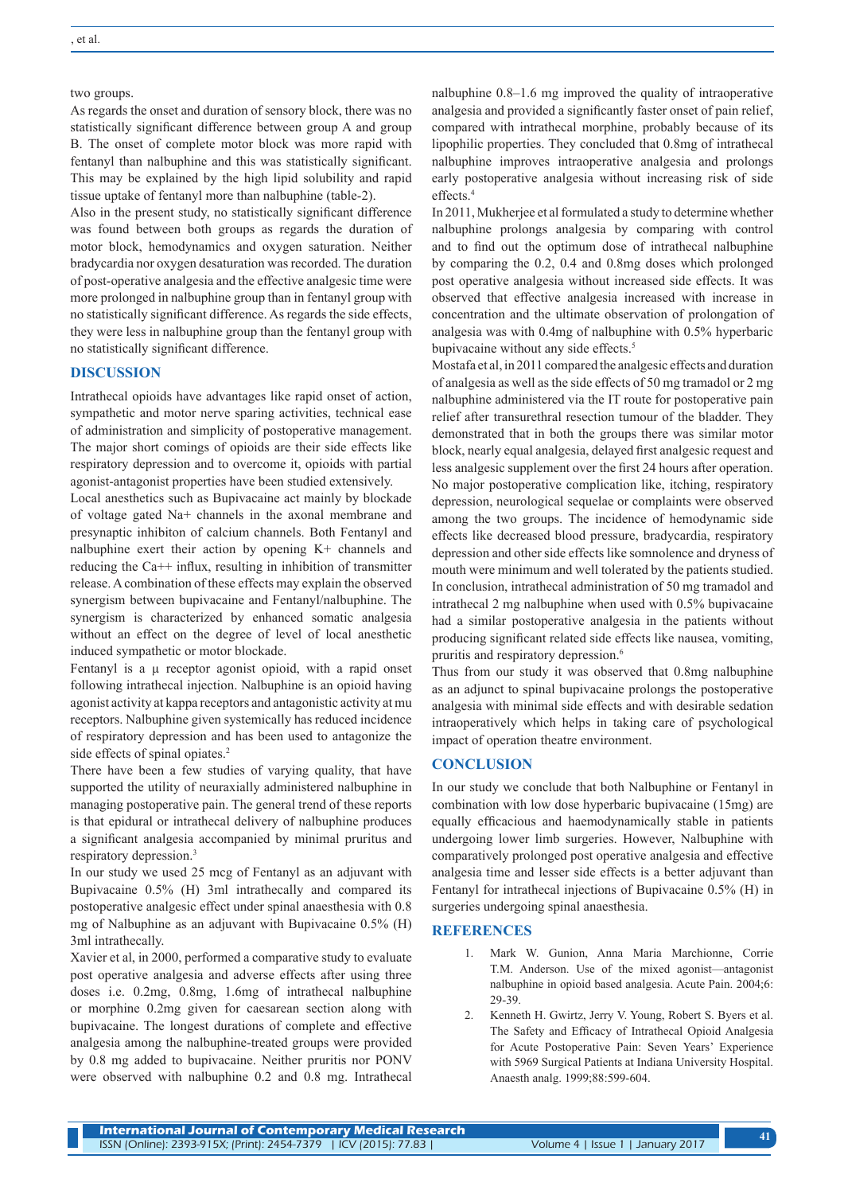two groups.

As regards the onset and duration of sensory block, there was no statistically significant difference between group A and group B. The onset of complete motor block was more rapid with fentanyl than nalbuphine and this was statistically significant. This may be explained by the high lipid solubility and rapid tissue uptake of fentanyl more than nalbuphine (table-2).

Also in the present study, no statistically significant difference was found between both groups as regards the duration of motor block, hemodynamics and oxygen saturation. Neither bradycardia nor oxygen desaturation was recorded. The duration of post-operative analgesia and the effective analgesic time were more prolonged in nalbuphine group than in fentanyl group with no statistically significant difference. As regards the side effects, they were less in nalbuphine group than the fentanyl group with no statistically significant difference.

## DISCUSSION

Intrathecal opioids have advantages like rapid onset of action, sympathetic and motor nerve sparing activities, technical ease of administration and simplicity of postoperative management. The major short comings of opioids are their side effects like respiratory depression and to overcome it, opioids with partial agonist-antagonist properties have been studied extensively.

Local anesthetics such as Bupivacaine act mainly by blockade of voltage gated Na+ channels in the axonal membrane and presynaptic inhibiton of calcium channels. Both Fentanyl and nalbuphine exert their action by opening K+ channels and reducing the Ca++ influx, resulting in inhibition of transmitter release. A combination of these effects may explain the observed synergism between bupivacaine and Fentanyl/nalbuphine. The synergism is characterized by enhanced somatic analgesia without an effect on the degree of level of local anesthetic induced sympathetic or motor blockade.

Fentanyl is a μ receptor agonist opioid, with a rapid onset following intrathecal injection. Nalbuphine is an opioid having agonist activity at kappa receptors and antagonistic activity at mu receptors. Nalbuphine given systemically has reduced incidence of respiratory depression and has been used to antagonize the side effects of spinal opiates.[2]

There have been a few studies of varying quality, that have supported the utility of neuraxially administered nalbuphine in managing postoperative pain. The general trend of these reports is that epidural or intrathecal delivery of nalbuphine produces a significant analgesia accompanied by minimal pruritus and respiratory depression.[3]

In our study we used 25 mcg of Fentanyl as an adjuvant with Bupivacaine 0.5% (H) 3ml intrathecally and compared its postoperative analgesic effect under spinal anaesthesia with 0.8 mg of Nalbuphine as an adjuvant with Bupivacaine 0.5% (H) 3ml intrathecally.

Xavier et al, in 2000, performed a comparative study to evaluate post operative analgesia and adverse effects after using three doses i.e. 0.2mg, 0.8mg, 1.6mg of intrathecal nalbuphine or morphine 0.2mg given for caesarean section along with bupivacaine. The longest durations of complete and effective analgesia among the nalbuphine-treated groups were provided by 0.8 mg added to bupivacaine. Neither pruritis nor PONV were observed with nalbuphine 0.2 and 0.8 mg. Intrathecal nalbuphine 0.8–1.6 mg improved the quality of intraoperative analgesia and provided a significantly faster onset of pain relief, compared with intrathecal morphine, probably because of its lipophilic properties. They concluded that 0.8mg of intrathecal nalbuphine improves intraoperative analgesia and prolongs early postoperative analgesia without increasing risk of side effects.[4]

In 2011, Mukherjee et al formulated a study to determine whether nalbuphine prolongs analgesia by comparing with control and to find out the optimum dose of intrathecal nalbuphine by comparing the 0.2, 0.4 and 0.8mg doses which prolonged post operative analgesia without increased side effects. It was observed that effective analgesia increased with increase in concentration and the ultimate observation of prolongation of analgesia was with 0.4mg of nalbuphine with 0.5% hyperbaric bupivacaine without any side effects.[5]

Mostafa et al, in 2011 compared the analgesic effects and duration of analgesia as well as the side effects of 50 mg tramadol or 2 mg nalbuphine administered via the IT route for postoperative pain relief after transurethral resection tumour of the bladder. They demonstrated that in both the groups there was similar motor block, nearly equal analgesia, delayed first analgesic request and less analgesic supplement over the first 24 hours after operation. No major postoperative complication like, itching, respiratory depression, neurological sequelae or complaints were observed among the two groups. The incidence of hemodynamic side effects like decreased blood pressure, bradycardia, respiratory depression and other side effects like somnolence and dryness of mouth were minimum and well tolerated by the patients studied. In conclusion, intrathecal administration of 50 mg tramadol and intrathecal 2 mg nalbuphine when used with 0.5% bupivacaine had a similar postoperative analgesia in the patients without producing significant related side effects like nausea, vomiting, pruritis and respiratory depression.[6]

Thus from our study it was observed that 0.8mg nalbuphine as an adjunct to spinal bupivacaine prolongs the postoperative analgesia with minimal side effects and with desirable sedation intraoperatively which helps in taking care of psychological impact of operation theatre environment.

## CONCLUSION

In our study we conclude that both Nalbuphine or Fentanyl in combination with low dose hyperbaric bupivacaine (15mg) are equally efficacious and haemodynamically stable in patients undergoing lower limb surgeries. However, Nalbuphine with comparatively prolonged post operative analgesia and effective analgesia time and lesser side effects is a better adjuvant than Fentanyl for intrathecal injections of Bupivacaine 0.5% (H) in surgeries undergoing spinal anaesthesia.

## REFERENCES

1. Mark W. Gunion, Anna Maria Marchionne, Corrie T.M. Anderson. Use of the mixed agonist—antagonist nalbuphine in opioid based analgesia. Acute Pain. 2004;6: 29-39.
2. Kenneth H. Gwirtz, Jerry V. Young, Robert S. Byers et al. The Safety and Efficacy of Intrathecal Opioid Analgesia for Acute Postoperative Pain: Seven Years' Experience with 5969 Surgical Patients at Indiana University Hospital. Anaesth analg. 1999;88:599-604.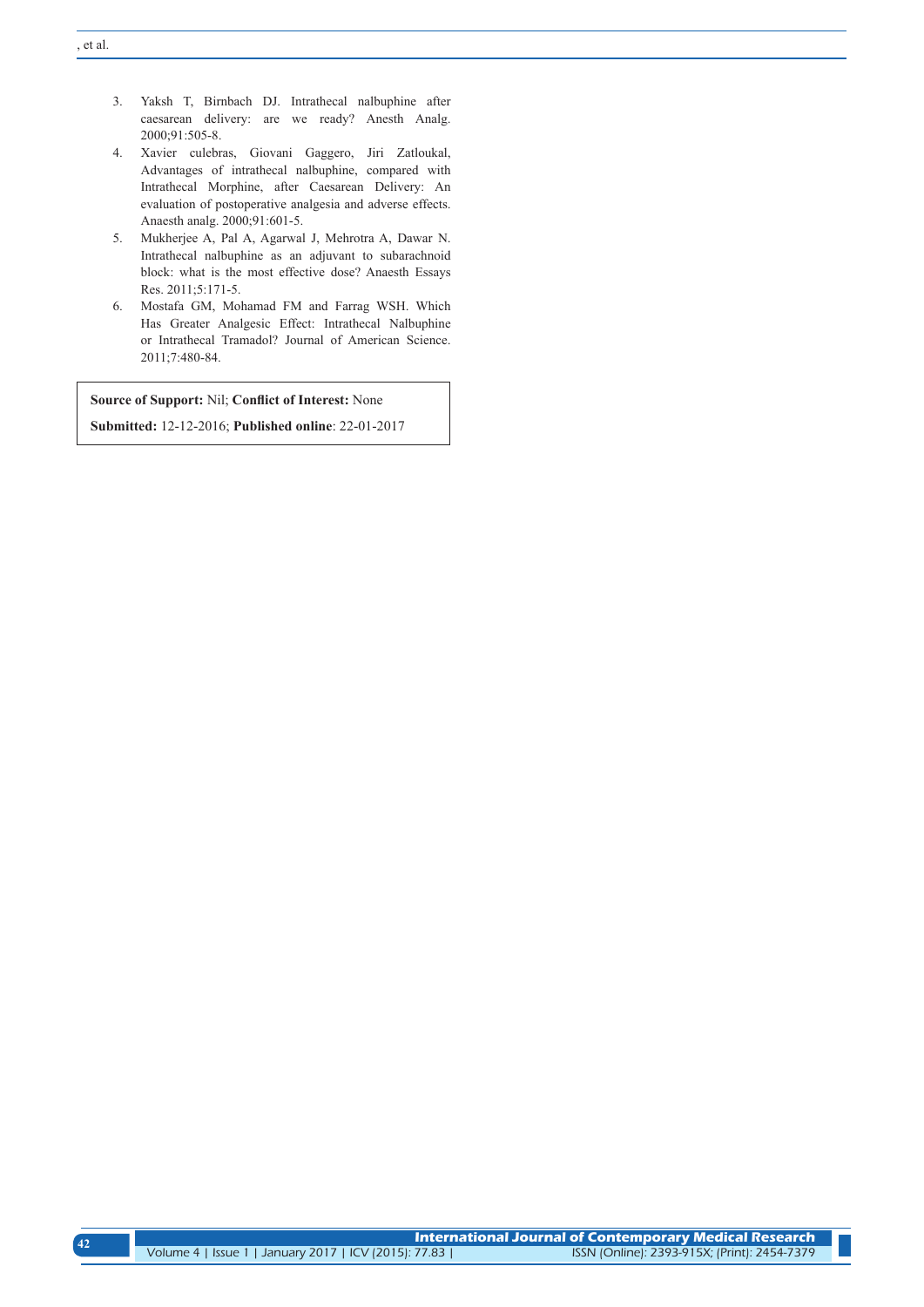3. Yaksh T, Birnbach DJ. Intrathecal nalbuphine after caesarean delivery: are we ready? Anesth Analg. 2000;91:505-8.
4. Xavier culebras, Giovani Gaggero, Jiri Zatloukal, Advantages of intrathecal nalbuphine, compared with Intrathecal Morphine, after Caesarean Delivery: An evaluation of postoperative analgesia and adverse effects. Anaesth analg. 2000;91:601-5.
5. Mukherjee A, Pal A, Agarwal J, Mehrotra A, Dawar N. Intrathecal nalbuphine as an adjuvant to subarachnoid block: what is the most effective dose? Anaesth Essays Res. 2011;5:171-5.
6. Mostafa GM, Mohamad FM and Farrag WSH. Which Has Greater Analgesic Effect: Intrathecal Nalbuphine or Intrathecal Tramadol? Journal of American Science. 2011;7:480-84.

**Source of Support:** Nil; **Conflict of Interest:** None

**Submitted:** 12-12-2016; **Published online**: 22-01-2017